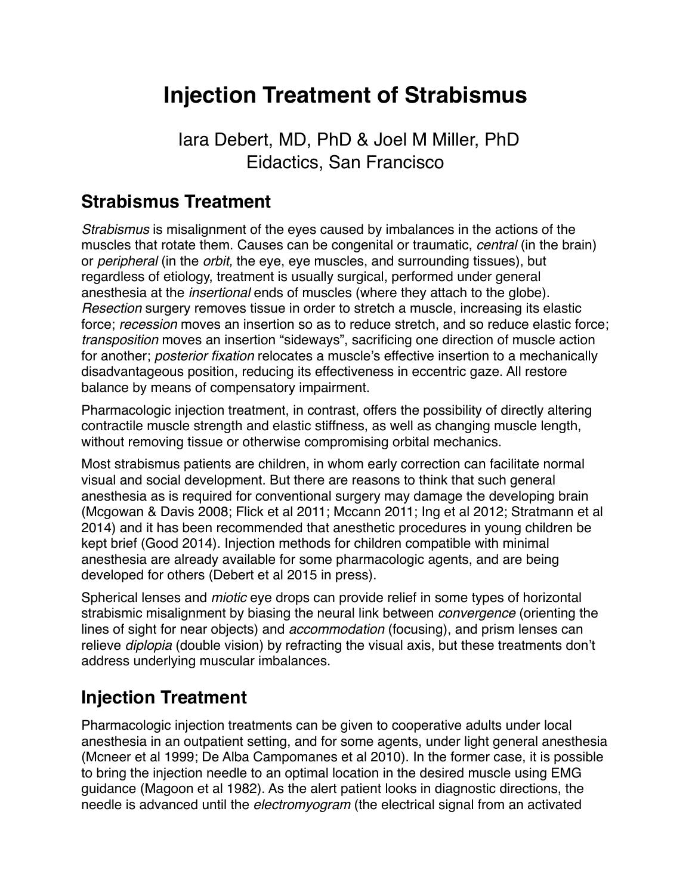# Injection Treatment of Strabismus

Iara Debert, MD, PhD & Joel M Miller, PhD
Eidactics, San Francisco

## Strabismus Treatment

*Strabismus* is misalignment of the eyes caused by imbalances in the actions of the muscles that rotate them. Causes can be congenital or traumatic, *central* (in the brain) or *peripheral* (in the *orbit,* the eye, eye muscles, and surrounding tissues), but regardless of etiology, treatment is usually surgical, performed under general anesthesia at the *insertional* ends of muscles (where they attach to the globe). *Resection* surgery removes tissue in order to stretch a muscle, increasing its elastic force; *recession* moves an insertion so as to reduce stretch, and so reduce elastic force; *transposition* moves an insertion "sideways", sacrificing one direction of muscle action for another; *posterior fixation* relocates a muscle's effective insertion to a mechanically disadvantageous position, reducing its effectiveness in eccentric gaze. All restore balance by means of compensatory impairment.

Pharmacologic injection treatment, in contrast, offers the possibility of directly altering contractile muscle strength and elastic stiffness, as well as changing muscle length, without removing tissue or otherwise compromising orbital mechanics.

Most strabismus patients are children, in whom early correction can facilitate normal visual and social development. But there are reasons to think that such general anesthesia as is required for conventional surgery may damage the developing brain (Mcgowan & Davis 2008; Flick et al 2011; Mccann 2011; Ing et al 2012; Stratmann et al 2014) and it has been recommended that anesthetic procedures in young children be kept brief (Good 2014). Injection methods for children compatible with minimal anesthesia are already available for some pharmacologic agents, and are being developed for others (Debert et al 2015 in press).

Spherical lenses and *miotic* eye drops can provide relief in some types of horizontal strabismic misalignment by biasing the neural link between *convergence* (orienting the lines of sight for near objects) and *accommodation* (focusing), and prism lenses can relieve *diplopia* (double vision) by refracting the visual axis, but these treatments don't address underlying muscular imbalances.

## Injection Treatment

Pharmacologic injection treatments can be given to cooperative adults under local anesthesia in an outpatient setting, and for some agents, under light general anesthesia (Mcneer et al 1999; De Alba Campomanes et al 2010). In the former case, it is possible to bring the injection needle to an optimal location in the desired muscle using EMG guidance (Magoon et al 1982). As the alert patient looks in diagnostic directions, the needle is advanced until the *electromyogram* (the electrical signal from an activated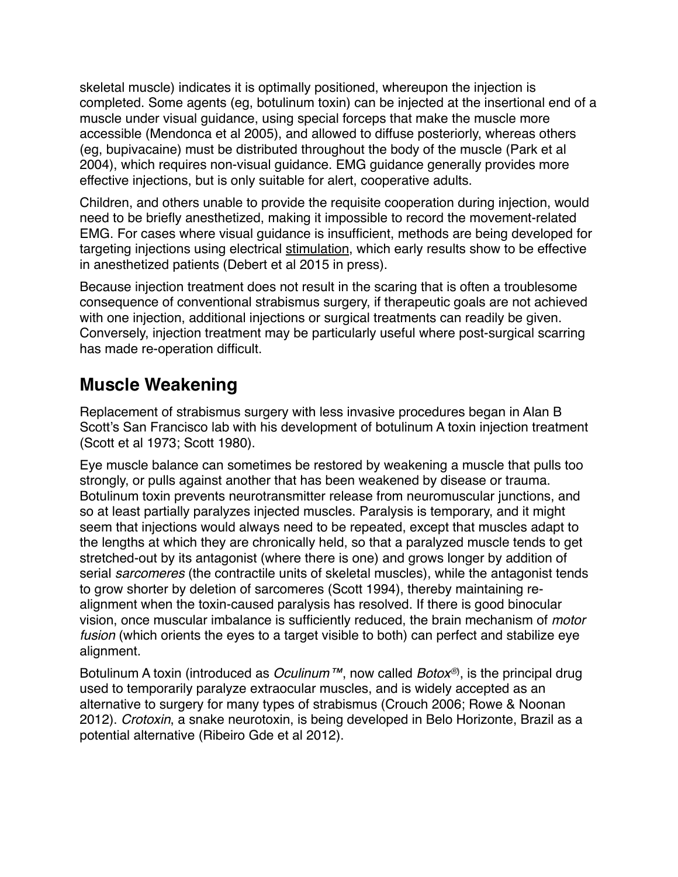skeletal muscle) indicates it is optimally positioned, whereupon the injection is completed. Some agents (eg, botulinum toxin) can be injected at the insertional end of a muscle under visual guidance, using special forceps that make the muscle more accessible (Mendonca et al 2005), and allowed to diffuse posteriorly, whereas others (eg, bupivacaine) must be distributed throughout the body of the muscle (Park et al 2004), which requires non-visual guidance. EMG guidance generally provides more effective injections, but is only suitable for alert, cooperative adults.

Children, and others unable to provide the requisite cooperation during injection, would need to be briefly anesthetized, making it impossible to record the movement-related EMG. For cases where visual guidance is insufficient, methods are being developed for targeting injections using electrical stimulation, which early results show to be effective in anesthetized patients (Debert et al 2015 in press).

Because injection treatment does not result in the scaring that is often a troublesome consequence of conventional strabismus surgery, if therapeutic goals are not achieved with one injection, additional injections or surgical treatments can readily be given. Conversely, injection treatment may be particularly useful where post-surgical scarring has made re-operation difficult.

## Muscle Weakening

Replacement of strabismus surgery with less invasive procedures began in Alan B Scott's San Francisco lab with his development of botulinum A toxin injection treatment (Scott et al 1973; Scott 1980).

Eye muscle balance can sometimes be restored by weakening a muscle that pulls too strongly, or pulls against another that has been weakened by disease or trauma. Botulinum toxin prevents neurotransmitter release from neuromuscular junctions, and so at least partially paralyzes injected muscles. Paralysis is temporary, and it might seem that injections would always need to be repeated, except that muscles adapt to the lengths at which they are chronically held, so that a paralyzed muscle tends to get stretched-out by its antagonist (where there is one) and grows longer by addition of serial *sarcomeres* (the contractile units of skeletal muscles), while the antagonist tends to grow shorter by deletion of sarcomeres (Scott 1994), thereby maintaining re-alignment when the toxin-caused paralysis has resolved. If there is good binocular vision, once muscular imbalance is sufficiently reduced, the brain mechanism of *motor fusion* (which orients the eyes to a target visible to both) can perfect and stabilize eye alignment.

Botulinum A toxin (introduced as *Oculinum™*, now called *Botox®*), is the principal drug used to temporarily paralyze extraocular muscles, and is widely accepted as an alternative to surgery for many types of strabismus (Crouch 2006; Rowe & Noonan 2012). *Crotoxin*, a snake neurotoxin, is being developed in Belo Horizonte, Brazil as a potential alternative (Ribeiro Gde et al 2012).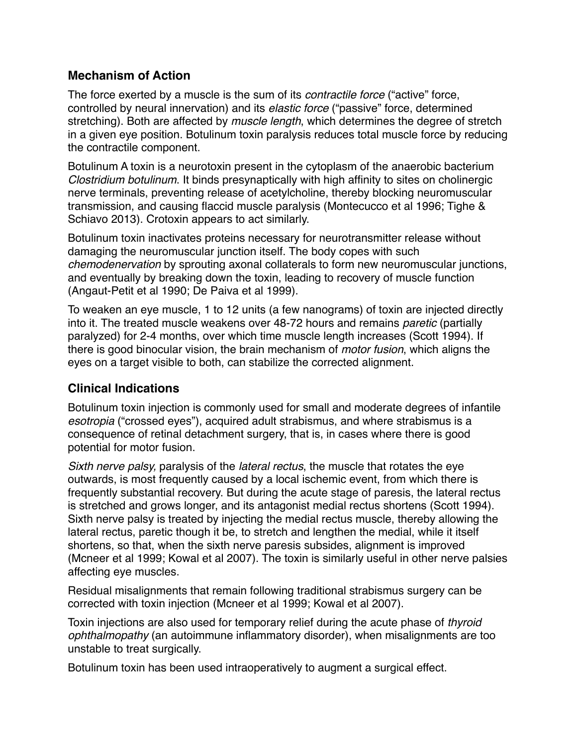## Mechanism of Action

The force exerted by a muscle is the sum of its *contractile force* ("active" force, controlled by neural innervation) and its *elastic force* ("passive" force, determined stretching). Both are affected by *muscle length*, which determines the degree of stretch in a given eye position. Botulinum toxin paralysis reduces total muscle force by reducing the contractile component.

Botulinum A toxin is a neurotoxin present in the cytoplasm of the anaerobic bacterium *Clostridium botulinum*. It binds presynaptically with high affinity to sites on cholinergic nerve terminals, preventing release of acetylcholine, thereby blocking neuromuscular transmission, and causing flaccid muscle paralysis (Montecucco et al 1996; Tighe & Schiavo 2013). Crotoxin appears to act similarly.

Botulinum toxin inactivates proteins necessary for neurotransmitter release without damaging the neuromuscular junction itself. The body copes with such *chemodenervation* by sprouting axonal collaterals to form new neuromuscular junctions, and eventually by breaking down the toxin, leading to recovery of muscle function (Angaut-Petit et al 1990; De Paiva et al 1999).

To weaken an eye muscle, 1 to 12 units (a few nanograms) of toxin are injected directly into it. The treated muscle weakens over 48-72 hours and remains *paretic* (partially paralyzed) for 2-4 months, over which time muscle length increases (Scott 1994). If there is good binocular vision, the brain mechanism of *motor fusion*, which aligns the eyes on a target visible to both, can stabilize the corrected alignment.

## Clinical Indications

Botulinum toxin injection is commonly used for small and moderate degrees of infantile *esotropia* ("crossed eyes"), acquired adult strabismus, and where strabismus is a consequence of retinal detachment surgery, that is, in cases where there is good potential for motor fusion.

*Sixth nerve palsy,* paralysis of the *lateral rectus*, the muscle that rotates the eye outwards, is most frequently caused by a local ischemic event, from which there is frequently substantial recovery. But during the acute stage of paresis, the lateral rectus is stretched and grows longer, and its antagonist medial rectus shortens (Scott 1994). Sixth nerve palsy is treated by injecting the medial rectus muscle, thereby allowing the lateral rectus, paretic though it be, to stretch and lengthen the medial, while it itself shortens, so that, when the sixth nerve paresis subsides, alignment is improved (Mcneer et al 1999; Kowal et al 2007). The toxin is similarly useful in other nerve palsies affecting eye muscles.

Residual misalignments that remain following traditional strabismus surgery can be corrected with toxin injection (Mcneer et al 1999; Kowal et al 2007).

Toxin injections are also used for temporary relief during the acute phase of *thyroid ophthalmopathy* (an autoimmune inflammatory disorder), when misalignments are too unstable to treat surgically.

Botulinum toxin has been used intraoperatively to augment a surgical effect.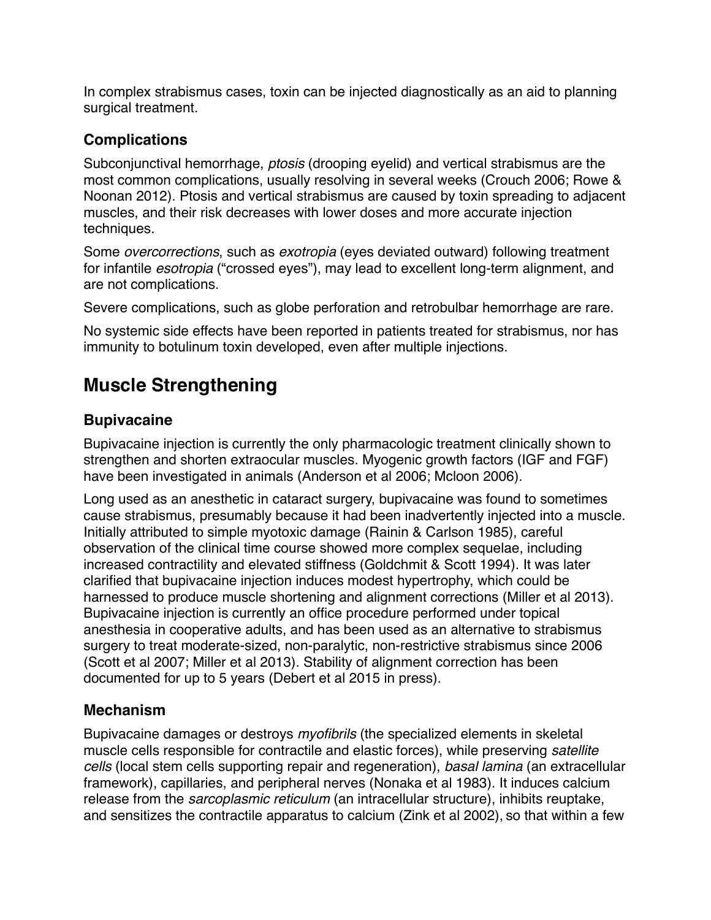In complex strabismus cases, toxin can be injected diagnostically as an aid to planning surgical treatment.

### Complications

Subconjunctival hemorrhage, *ptosis* (drooping eyelid) and vertical strabismus are the most common complications, usually resolving in several weeks (Crouch 2006; Rowe & Noonan 2012). Ptosis and vertical strabismus are caused by toxin spreading to adjacent muscles, and their risk decreases with lower doses and more accurate injection techniques.

Some *overcorrections*, such as *exotropia* (eyes deviated outward) following treatment for infantile *esotropia* ("crossed eyes"), may lead to excellent long-term alignment, and are not complications.

Severe complications, such as globe perforation and retrobulbar hemorrhage are rare.

No systemic side effects have been reported in patients treated for strabismus, nor has immunity to botulinum toxin developed, even after multiple injections.

## Muscle Strengthening

### Bupivacaine

Bupivacaine injection is currently the only pharmacologic treatment clinically shown to strengthen and shorten extraocular muscles. Myogenic growth factors (IGF and FGF) have been investigated in animals (Anderson et al 2006; Mcloon 2006).

Long used as an anesthetic in cataract surgery, bupivacaine was found to sometimes cause strabismus, presumably because it had been inadvertently injected into a muscle. Initially attributed to simple myotoxic damage (Rainin & Carlson 1985), careful observation of the clinical time course showed more complex sequelae, including increased contractility and elevated stiffness (Goldchmit & Scott 1994). It was later clarified that bupivacaine injection induces modest hypertrophy, which could be harnessed to produce muscle shortening and alignment corrections (Miller et al 2013). Bupivacaine injection is currently an office procedure performed under topical anesthesia in cooperative adults, and has been used as an alternative to strabismus surgery to treat moderate-sized, non-paralytic, non-restrictive strabismus since 2006 (Scott et al 2007; Miller et al 2013). Stability of alignment correction has been documented for up to 5 years (Debert et al 2015 in press).

### Mechanism

Bupivacaine damages or destroys *myofibrils* (the specialized elements in skeletal muscle cells responsible for contractile and elastic forces), while preserving *satellite cells* (local stem cells supporting repair and regeneration), *basal lamina* (an extracellular framework), capillaries, and peripheral nerves (Nonaka et al 1983). It induces calcium release from the *sarcoplasmic reticulum* (an intracellular structure), inhibits reuptake, and sensitizes the contractile apparatus to calcium (Zink et al 2002), so that within a few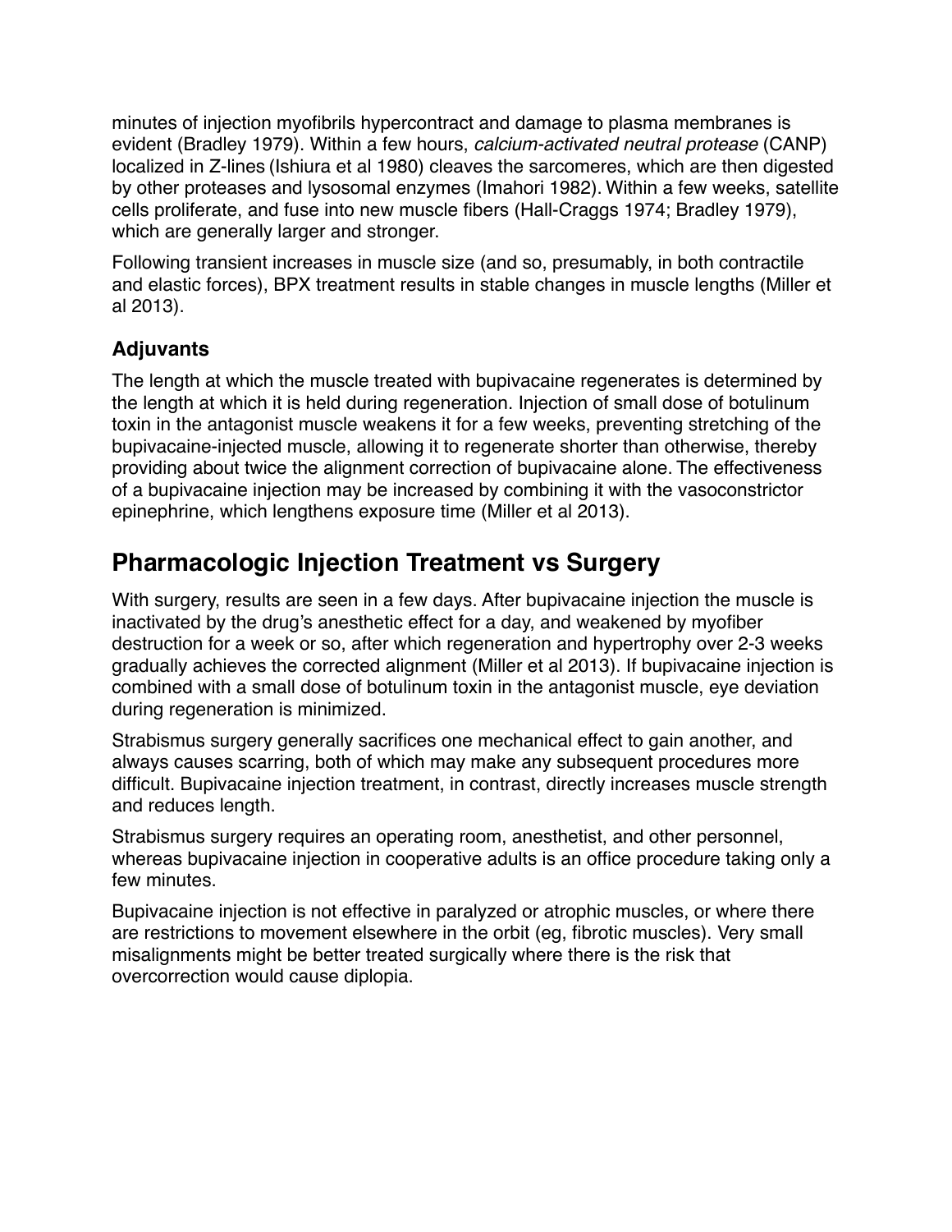minutes of injection myofibrils hypercontract and damage to plasma membranes is evident (Bradley 1979). Within a few hours, *calcium-activated neutral protease* (CANP) localized in Z-lines (Ishiura et al 1980) cleaves the sarcomeres, which are then digested by other proteases and lysosomal enzymes (Imahori 1982). Within a few weeks, satellite cells proliferate, and fuse into new muscle fibers (Hall-Craggs 1974; Bradley 1979), which are generally larger and stronger.

Following transient increases in muscle size (and so, presumably, in both contractile and elastic forces), BPX treatment results in stable changes in muscle lengths (Miller et al 2013).

### Adjuvants

The length at which the muscle treated with bupivacaine regenerates is determined by the length at which it is held during regeneration. Injection of small dose of botulinum toxin in the antagonist muscle weakens it for a few weeks, preventing stretching of the bupivacaine-injected muscle, allowing it to regenerate shorter than otherwise, thereby providing about twice the alignment correction of bupivacaine alone. The effectiveness of a bupivacaine injection may be increased by combining it with the vasoconstrictor epinephrine, which lengthens exposure time (Miller et al 2013).

## Pharmacologic Injection Treatment vs Surgery

With surgery, results are seen in a few days. After bupivacaine injection the muscle is inactivated by the drug's anesthetic effect for a day, and weakened by myofiber destruction for a week or so, after which regeneration and hypertrophy over 2-3 weeks gradually achieves the corrected alignment (Miller et al 2013). If bupivacaine injection is combined with a small dose of botulinum toxin in the antagonist muscle, eye deviation during regeneration is minimized.

Strabismus surgery generally sacrifices one mechanical effect to gain another, and always causes scarring, both of which may make any subsequent procedures more difficult. Bupivacaine injection treatment, in contrast, directly increases muscle strength and reduces length.

Strabismus surgery requires an operating room, anesthetist, and other personnel, whereas bupivacaine injection in cooperative adults is an office procedure taking only a few minutes.

Bupivacaine injection is not effective in paralyzed or atrophic muscles, or where there are restrictions to movement elsewhere in the orbit (eg, fibrotic muscles). Very small misalignments might be better treated surgically where there is the risk that overcorrection would cause diplopia.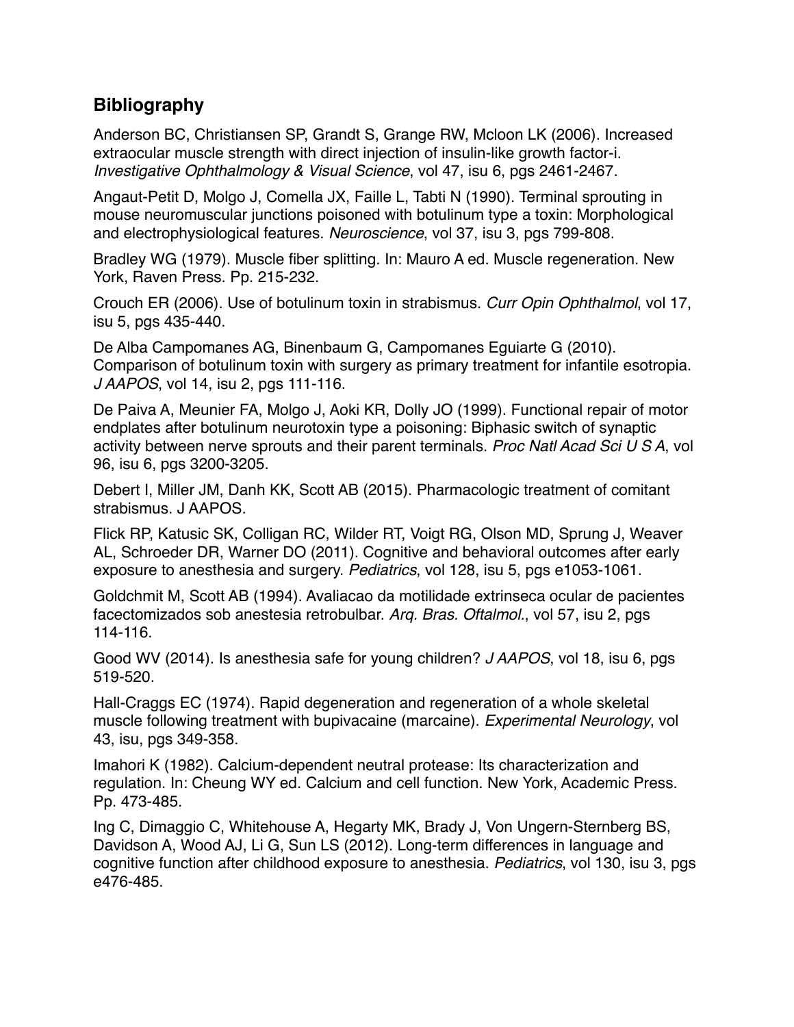## Bibliography

Anderson BC, Christiansen SP, Grandt S, Grange RW, Mcloon LK (2006). Increased extraocular muscle strength with direct injection of insulin-like growth factor-i. *Investigative Ophthalmology & Visual Science*, vol 47, isu 6, pgs 2461-2467.

Angaut-Petit D, Molgo J, Comella JX, Faille L, Tabti N (1990). Terminal sprouting in mouse neuromuscular junctions poisoned with botulinum type a toxin: Morphological and electrophysiological features. *Neuroscience*, vol 37, isu 3, pgs 799-808.

Bradley WG (1979). Muscle fiber splitting. In: Mauro A ed. Muscle regeneration. New York, Raven Press. Pp. 215-232.

Crouch ER (2006). Use of botulinum toxin in strabismus. *Curr Opin Ophthalmol*, vol 17, isu 5, pgs 435-440.

De Alba Campomanes AG, Binenbaum G, Campomanes Eguiarte G (2010). Comparison of botulinum toxin with surgery as primary treatment for infantile esotropia. *J AAPOS*, vol 14, isu 2, pgs 111-116.

De Paiva A, Meunier FA, Molgo J, Aoki KR, Dolly JO (1999). Functional repair of motor endplates after botulinum neurotoxin type a poisoning: Biphasic switch of synaptic activity between nerve sprouts and their parent terminals. *Proc Natl Acad Sci U S A*, vol 96, isu 6, pgs 3200-3205.

Debert I, Miller JM, Danh KK, Scott AB (2015). Pharmacologic treatment of comitant strabismus. J AAPOS.

Flick RP, Katusic SK, Colligan RC, Wilder RT, Voigt RG, Olson MD, Sprung J, Weaver AL, Schroeder DR, Warner DO (2011). Cognitive and behavioral outcomes after early exposure to anesthesia and surgery. *Pediatrics*, vol 128, isu 5, pgs e1053-1061.

Goldchmit M, Scott AB (1994). Avaliacao da motilidade extrinseca ocular de pacientes facectomizados sob anestesia retrobulbar. *Arq. Bras. Oftalmol.*, vol 57, isu 2, pgs 114-116.

Good WV (2014). Is anesthesia safe for young children? *J AAPOS*, vol 18, isu 6, pgs 519-520.

Hall-Craggs EC (1974). Rapid degeneration and regeneration of a whole skeletal muscle following treatment with bupivacaine (marcaine). *Experimental Neurology*, vol 43, isu, pgs 349-358.

Imahori K (1982). Calcium-dependent neutral protease: Its characterization and regulation. In: Cheung WY ed. Calcium and cell function. New York, Academic Press. Pp. 473-485.

Ing C, Dimaggio C, Whitehouse A, Hegarty MK, Brady J, Von Ungern-Sternberg BS, Davidson A, Wood AJ, Li G, Sun LS (2012). Long-term differences in language and cognitive function after childhood exposure to anesthesia. *Pediatrics*, vol 130, isu 3, pgs e476-485.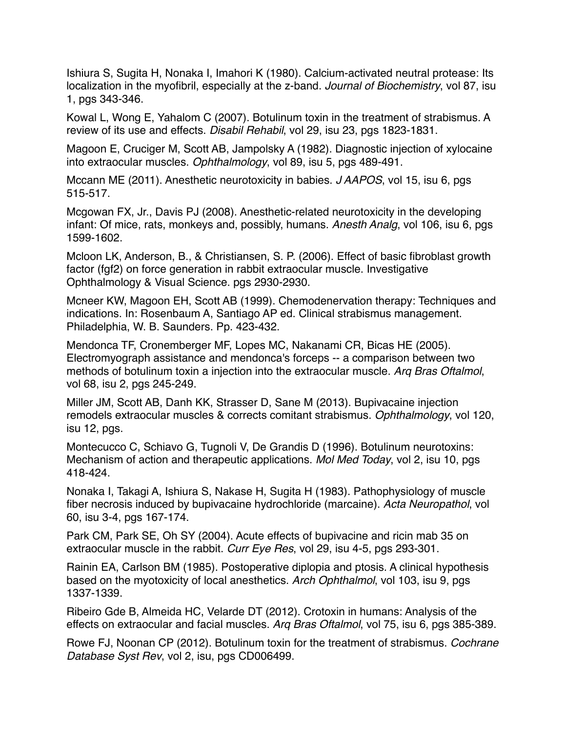Ishiura S, Sugita H, Nonaka I, Imahori K (1980). Calcium-activated neutral protease: Its localization in the myofibril, especially at the z-band. *Journal of Biochemistry*, vol 87, isu 1, pgs 343-346.

Kowal L, Wong E, Yahalom C (2007). Botulinum toxin in the treatment of strabismus. A review of its use and effects. *Disabil Rehabil*, vol 29, isu 23, pgs 1823-1831.

Magoon E, Cruciger M, Scott AB, Jampolsky A (1982). Diagnostic injection of xylocaine into extraocular muscles. *Ophthalmology*, vol 89, isu 5, pgs 489-491.

Mccann ME (2011). Anesthetic neurotoxicity in babies. *J AAPOS*, vol 15, isu 6, pgs 515-517.

Mcgowan FX, Jr., Davis PJ (2008). Anesthetic-related neurotoxicity in the developing infant: Of mice, rats, monkeys and, possibly, humans. *Anesth Analg*, vol 106, isu 6, pgs 1599-1602.

Mcloon LK, Anderson, B., & Christiansen, S. P. (2006). Effect of basic fibroblast growth factor (fgf2) on force generation in rabbit extraocular muscle. Investigative Ophthalmology & Visual Science. pgs 2930-2930.

Mcneer KW, Magoon EH, Scott AB (1999). Chemodenervation therapy: Techniques and indications. In: Rosenbaum A, Santiago AP ed. Clinical strabismus management. Philadelphia, W. B. Saunders. Pp. 423-432.

Mendonca TF, Cronemberger MF, Lopes MC, Nakanami CR, Bicas HE (2005). Electromyograph assistance and mendonca's forceps -- a comparison between two methods of botulinum toxin a injection into the extraocular muscle. *Arq Bras Oftalmol*, vol 68, isu 2, pgs 245-249.

Miller JM, Scott AB, Danh KK, Strasser D, Sane M (2013). Bupivacaine injection remodels extraocular muscles & corrects comitant strabismus. *Ophthalmology*, vol 120, isu 12, pgs.

Montecucco C, Schiavo G, Tugnoli V, De Grandis D (1996). Botulinum neurotoxins: Mechanism of action and therapeutic applications. *Mol Med Today*, vol 2, isu 10, pgs 418-424.

Nonaka I, Takagi A, Ishiura S, Nakase H, Sugita H (1983). Pathophysiology of muscle fiber necrosis induced by bupivacaine hydrochloride (marcaine). *Acta Neuropathol*, vol 60, isu 3-4, pgs 167-174.

Park CM, Park SE, Oh SY (2004). Acute effects of bupivacine and ricin mab 35 on extraocular muscle in the rabbit. *Curr Eye Res*, vol 29, isu 4-5, pgs 293-301.

Rainin EA, Carlson BM (1985). Postoperative diplopia and ptosis. A clinical hypothesis based on the myotoxicity of local anesthetics. *Arch Ophthalmol*, vol 103, isu 9, pgs 1337-1339.

Ribeiro Gde B, Almeida HC, Velarde DT (2012). Crotoxin in humans: Analysis of the effects on extraocular and facial muscles. *Arq Bras Oftalmol*, vol 75, isu 6, pgs 385-389.

Rowe FJ, Noonan CP (2012). Botulinum toxin for the treatment of strabismus. *Cochrane Database Syst Rev*, vol 2, isu, pgs CD006499.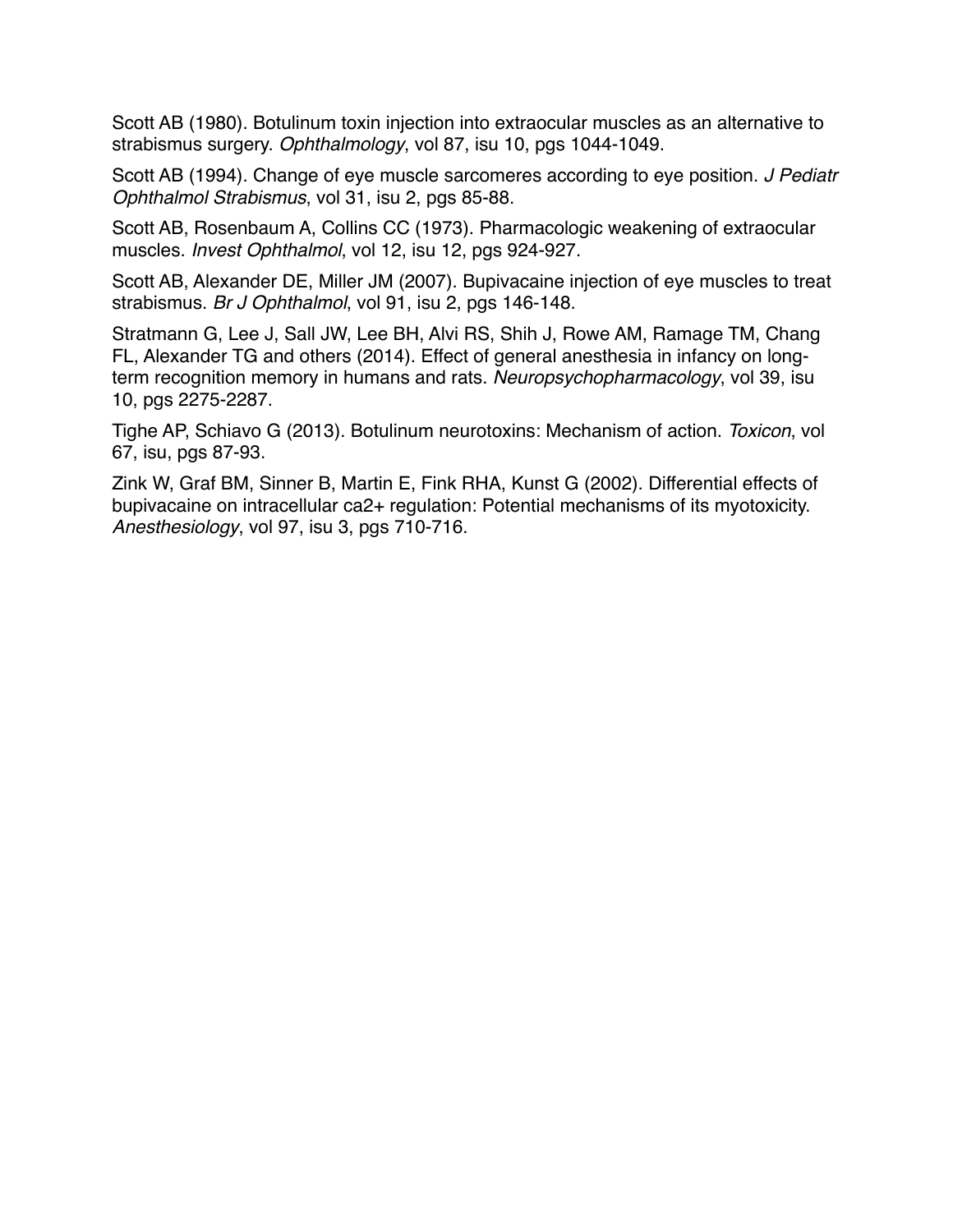Scott AB (1980). Botulinum toxin injection into extraocular muscles as an alternative to strabismus surgery. *Ophthalmology*, vol 87, isu 10, pgs 1044-1049.

Scott AB (1994). Change of eye muscle sarcomeres according to eye position. *J Pediatr Ophthalmol Strabismus*, vol 31, isu 2, pgs 85-88.

Scott AB, Rosenbaum A, Collins CC (1973). Pharmacologic weakening of extraocular muscles. *Invest Ophthalmol*, vol 12, isu 12, pgs 924-927.

Scott AB, Alexander DE, Miller JM (2007). Bupivacaine injection of eye muscles to treat strabismus. *Br J Ophthalmol*, vol 91, isu 2, pgs 146-148.

Stratmann G, Lee J, Sall JW, Lee BH, Alvi RS, Shih J, Rowe AM, Ramage TM, Chang FL, Alexander TG and others (2014). Effect of general anesthesia in infancy on long-term recognition memory in humans and rats. *Neuropsychopharmacology*, vol 39, isu 10, pgs 2275-2287.

Tighe AP, Schiavo G (2013). Botulinum neurotoxins: Mechanism of action. *Toxicon*, vol 67, isu, pgs 87-93.

Zink W, Graf BM, Sinner B, Martin E, Fink RHA, Kunst G (2002). Differential effects of bupivacaine on intracellular ca2+ regulation: Potential mechanisms of its myotoxicity. *Anesthesiology*, vol 97, isu 3, pgs 710-716.